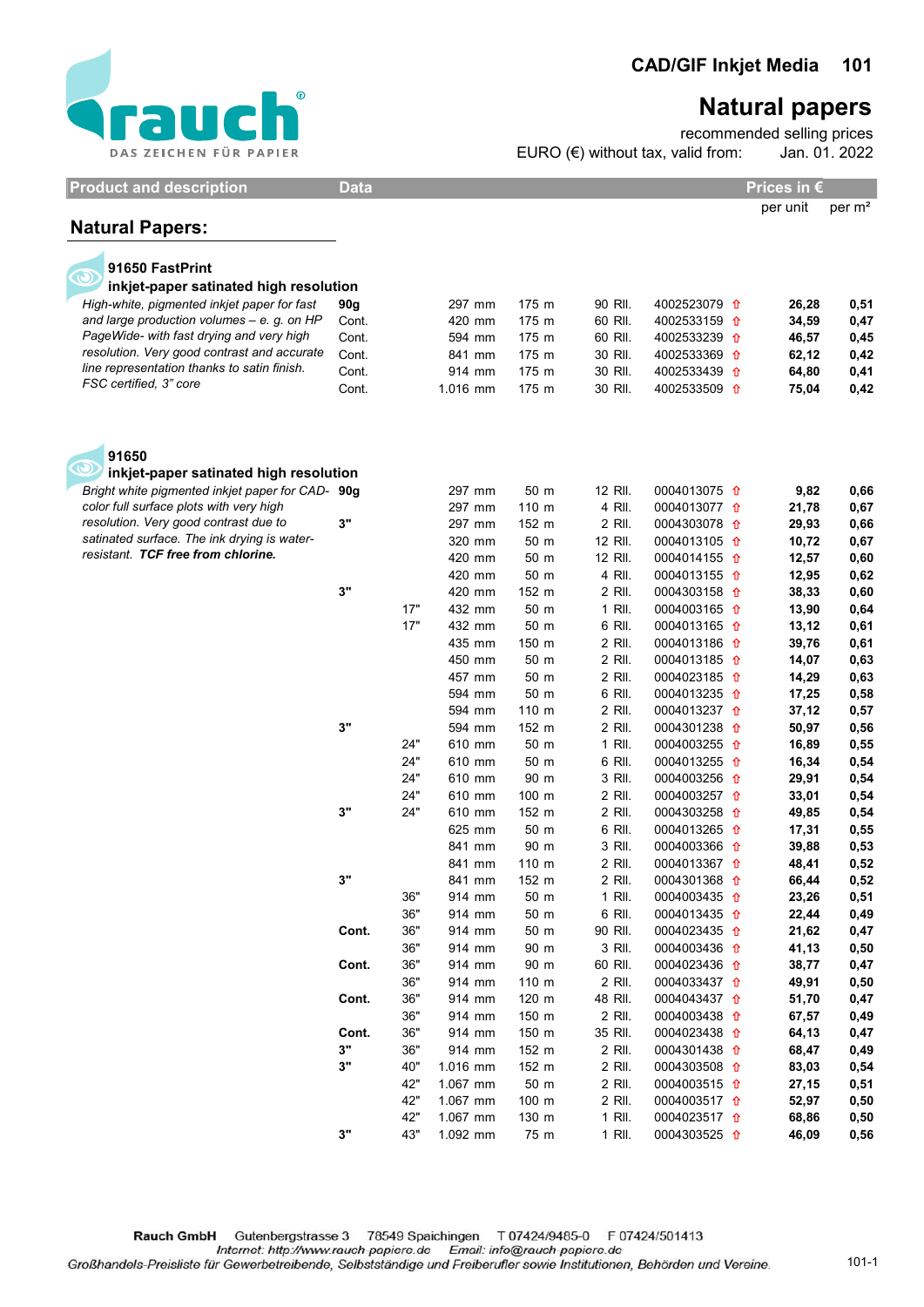# CAD/GIF Inkjet Media 101

## Natural papers

recommended selling prices

EURO (€) without tax, valid from: Jan. 01. 2022

| Product and description | Data | | | | | | Prices in € per unit | per m² |
|---|---|---|---|---|---|---|---|---|

## Natural Papers:

### 91650 FastPrint
**inkjet-paper satinated high resolution**

*High-white, pigmented inkjet paper for fast and large production volumes – e. g. on HP PageWide- with fast drying and very high resolution. Very good contrast and accurate line representation thanks to satin finish. FSC certified, 3" core*

| Data | | Width | Length | Pack | Article no. | per unit | per m² |
|---|---|---|---|---|---|---|---|
| 90g | | 297 mm | 175 m | 90 Rll. | 4002523079 ⇧ | **26,28** | **0,51** |
| Cont. | | 420 mm | 175 m | 60 Rll. | 4002533159 ⇧ | **34,59** | **0,47** |
| Cont. | | 594 mm | 175 m | 60 Rll. | 4002533239 ⇧ | **46,57** | **0,45** |
| Cont. | | 841 mm | 175 m | 30 Rll. | 4002533369 ⇧ | **62,12** | **0,42** |
| Cont. | | 914 mm | 175 m | 30 Rll. | 4002533439 ⇧ | **64,80** | **0,41** |
| Cont. | | 1.016 mm | 175 m | 30 Rll. | 4002533509 ⇧ | **75,04** | **0,42** |

### 91650
**inkjet-paper satinated high resolution**

*Bright white pigmented inkjet paper for CAD-color full surface plots with very high resolution. Very good contrast due to satinated surface. The ink drying is water-resistant.* ***TCF free from chlorine.***

| Data | Inch | Width | Length | Pack | Article no. | per unit | per m² |
|---|---|---|---|---|---|---|---|
| 90g | | 297 mm | 50 m | 12 Rll. | 0004013075 ⇧ | **9,82** | **0,66** |
| | | 297 mm | 110 m | 4 Rll. | 0004013077 ⇧ | **21,78** | **0,67** |
| 3" | | 297 mm | 152 m | 2 Rll. | 0004303078 ⇧ | **29,93** | **0,66** |
| | | 320 mm | 50 m | 12 Rll. | 0004013105 ⇧ | **10,72** | **0,67** |
| | | 420 mm | 50 m | 12 Rll. | 0004014155 ⇧ | **12,57** | **0,60** |
| | | 420 mm | 50 m | 4 Rll. | 0004013155 ⇧ | **12,95** | **0,62** |
| 3" | | 420 mm | 152 m | 2 Rll. | 0004303158 ⇧ | **38,33** | **0,60** |
| | 17" | 432 mm | 50 m | 1 Rll. | 0004003165 ⇧ | **13,90** | **0,64** |
| | 17" | 432 mm | 50 m | 6 Rll. | 0004013165 ⇧ | **13,12** | **0,61** |
| | | 435 mm | 150 m | 2 Rll. | 0004013186 ⇧ | **39,76** | **0,61** |
| | | 450 mm | 50 m | 2 Rll. | 0004013185 ⇧ | **14,07** | **0,63** |
| | | 457 mm | 50 m | 2 Rll. | 0004023185 ⇧ | **14,29** | **0,63** |
| | | 594 mm | 50 m | 6 Rll. | 0004013235 ⇧ | **17,25** | **0,58** |
| | | 594 mm | 110 m | 2 Rll. | 0004013237 ⇧ | **37,12** | **0,57** |
| 3" | | 594 mm | 152 m | 2 Rll. | 0004301238 ⇧ | **50,97** | **0,56** |
| | 24" | 610 mm | 50 m | 1 Rll. | 0004003255 ⇧ | **16,89** | **0,55** |
| | 24" | 610 mm | 50 m | 6 Rll. | 0004013255 ⇧ | **16,34** | **0,54** |
| | 24" | 610 mm | 90 m | 3 Rll. | 0004003256 ⇧ | **29,91** | **0,54** |
| | 24" | 610 mm | 100 m | 2 Rll. | 0004003257 ⇧ | **33,01** | **0,54** |
| 3" | 24" | 610 mm | 152 m | 2 Rll. | 0004303258 ⇧ | **49,85** | **0,54** |
| | | 625 mm | 50 m | 6 Rll. | 0004013265 ⇧ | **17,31** | **0,55** |
| | | 841 mm | 90 m | 3 Rll. | 0004003366 ⇧ | **39,88** | **0,53** |
| | | 841 mm | 110 m | 2 Rll. | 0004013367 ⇧ | **48,41** | **0,52** |
| 3" | | 841 mm | 152 m | 2 Rll. | 0004301368 ⇧ | **66,44** | **0,52** |
| | 36" | 914 mm | 50 m | 1 Rll. | 0004003435 ⇧ | **23,26** | **0,51** |
| | 36" | 914 mm | 50 m | 6 Rll. | 0004013435 ⇧ | **22,44** | **0,49** |
| Cont. | 36" | 914 mm | 50 m | 90 Rll. | 0004023435 ⇧ | **21,62** | **0,47** |
| | 36" | 914 mm | 90 m | 3 Rll. | 0004003436 ⇧ | **41,13** | **0,50** |
| Cont. | 36" | 914 mm | 90 m | 60 Rll. | 0004023436 ⇧ | **38,77** | **0,47** |
| | 36" | 914 mm | 110 m | 2 Rll. | 0004033437 ⇧ | **49,91** | **0,50** |
| Cont. | 36" | 914 mm | 120 m | 48 Rll. | 0004043437 ⇧ | **51,70** | **0,47** |
| | 36" | 914 mm | 150 m | 2 Rll. | 0004003438 ⇧ | **67,57** | **0,49** |
| Cont. | 36" | 914 mm | 150 m | 35 Rll. | 0004023438 ⇧ | **64,13** | **0,47** |
| 3" | 36" | 914 mm | 152 m | 2 Rll. | 0004301438 ⇧ | **68,47** | **0,49** |
| 3" | 40" | 1.016 mm | 152 m | 2 Rll. | 0004303508 ⇧ | **83,03** | **0,54** |
| | 42" | 1.067 mm | 50 m | 2 Rll. | 0004003515 ⇧ | **27,15** | **0,51** |
| | 42" | 1.067 mm | 100 m | 2 Rll. | 0004003517 ⇧ | **52,97** | **0,50** |
| | 42" | 1.067 mm | 130 m | 1 Rll. | 0004023517 ⇧ | **68,86** | **0,50** |
| 3" | 43" | 1.092 mm | 75 m | 1 Rll. | 0004303525 ⇧ | **46,09** | **0,56** |

**Rauch GmbH** Gutenbergstrasse 3 78549 Spaichingen T 07424/9485-0 F 07424/501413
Internet: http://www.rauch papiere.de Email: info@rauch papiere.de
Großhandels-Preisliste für Gewerbetreibende, Selbstständige und Freiberufler sowie Institutionen, Behörden und Vereine.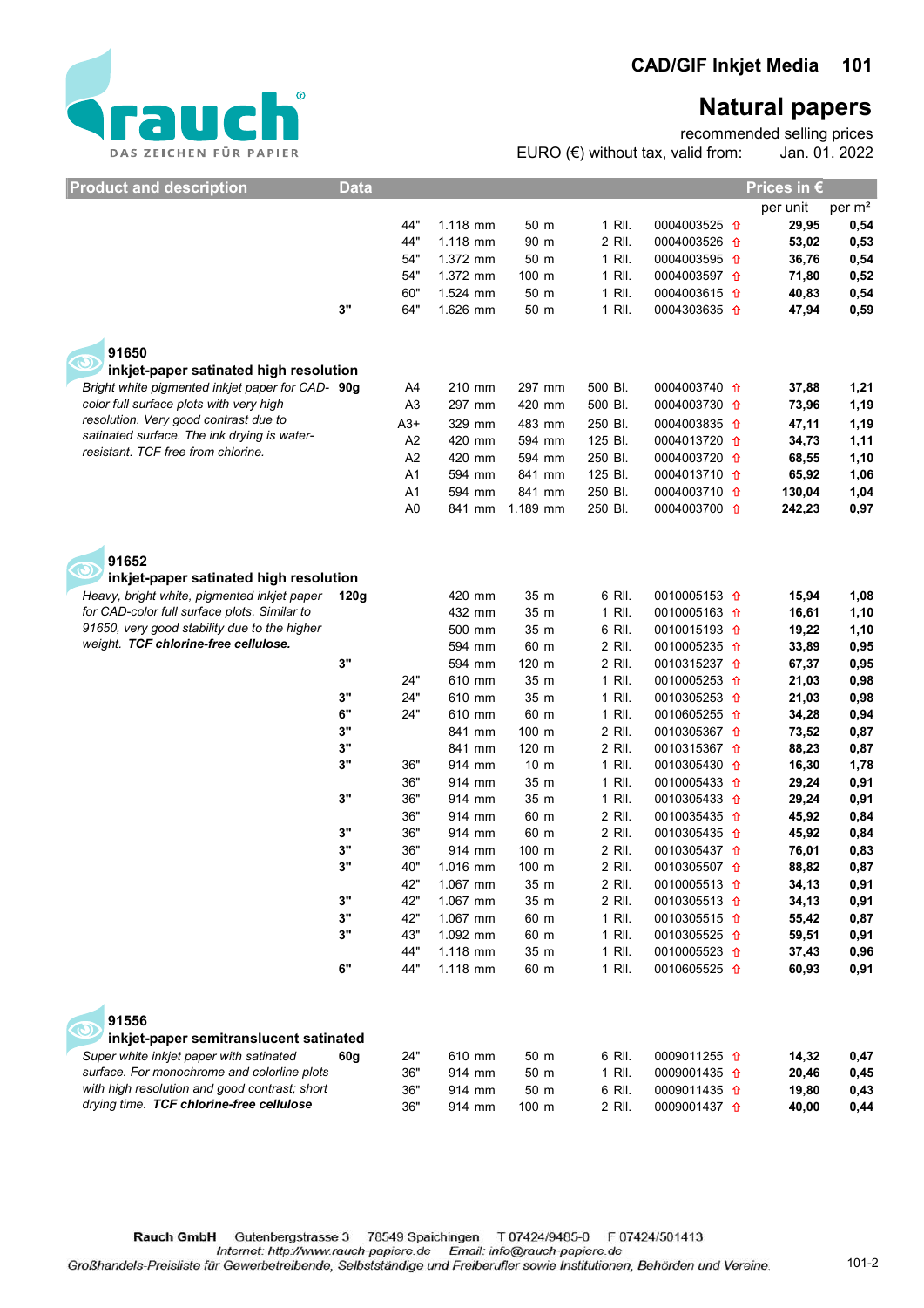# CAD/GIF Inkjet Media

## Natural papers

recommended selling prices

EURO (€) without tax, valid from: Jan. 01. 2022

| Product and description | Data | | | | | | | Prices in € | |
|---|---|---|---|---|---|---|---|---|---|
| | | | | | | | | per unit | per m² |
| | | 44" | 1.118 mm | 50 m | 1 Rll. | 0004003525 ⇧ | | 29,95 | 0,54 |
| | | 44" | 1.118 mm | 90 m | 2 Rll. | 0004003526 ⇧ | | 53,02 | 0,53 |
| | | 54" | 1.372 mm | 50 m | 1 Rll. | 0004003595 ⇧ | | 36,76 | 0,54 |
| | | 54" | 1.372 mm | 100 m | 1 Rll. | 0004003597 ⇧ | | 71,80 | 0,52 |
| | | 60" | 1.524 mm | 50 m | 1 Rll. | 0004003615 ⇧ | | 40,83 | 0,54 |
| | 3" | 64" | 1.626 mm | 50 m | 1 Rll. | 0004303635 ⇧ | | 47,94 | 0,59 |

### 91650
**inkjet-paper satinated high resolution**

*Bright white pigmented inkjet paper for CAD-color full surface plots with very high resolution. Very good contrast due to satinated surface. The ink drying is water-resistant. TCF free from chlorine.*

| Data | Format | Width | Length | Pack | Article no. | per unit | per m² |
|---|---|---|---|---|---|---|---|
| 90g | A4 | 210 mm | 297 mm | 500 Bl. | 0004003740 ⇧ | 37,88 | 1,21 |
| | A3 | 297 mm | 420 mm | 500 Bl. | 0004003730 ⇧ | 73,96 | 1,19 |
| | A3+ | 329 mm | 483 mm | 250 Bl. | 0004003835 ⇧ | 47,11 | 1,19 |
| | A2 | 420 mm | 594 mm | 125 Bl. | 0004013720 ⇧ | 34,73 | 1,11 |
| | A2 | 420 mm | 594 mm | 250 Bl. | 0004003720 ⇧ | 68,55 | 1,10 |
| | A1 | 594 mm | 841 mm | 125 Bl. | 0004013710 ⇧ | 65,92 | 1,06 |
| | A1 | 594 mm | 841 mm | 250 Bl. | 0004003710 ⇧ | 130,04 | 1,04 |
| | A0 | 841 mm | 1.189 mm | 250 Bl. | 0004003700 ⇧ | 242,23 | 0,97 |

### 91652
**inkjet-paper satinated high resolution**

*Heavy, bright white, pigmented inkjet paper for CAD-color full surface plots. Similar to 91650, very good stability due to the higher weight.* ***TCF chlorine-free cellulose.***

| Data | Core | Inch | Width | Length | Pack | Article no. | per unit | per m² |
|---|---|---|---|---|---|---|---|---|
| 120g | | | 420 mm | 35 m | 6 Rll. | 0010005153 ⇧ | 15,94 | 1,08 |
| | | | 432 mm | 35 m | 1 Rll. | 0010005163 ⇧ | 16,61 | 1,10 |
| | | | 500 mm | 35 m | 6 Rll. | 0010015193 ⇧ | 19,22 | 1,10 |
| | | | 594 mm | 60 m | 2 Rll. | 0010005235 ⇧ | 33,89 | 0,95 |
| | 3" | | 594 mm | 120 m | 2 Rll. | 0010315237 ⇧ | 67,37 | 0,95 |
| | | 24" | 610 mm | 35 m | 1 Rll. | 0010005253 ⇧ | 21,03 | 0,98 |
| | 3" | 24" | 610 mm | 35 m | 1 Rll. | 0010305253 ⇧ | 21,03 | 0,98 |
| | 6" | 24" | 610 mm | 60 m | 1 Rll. | 0010605255 ⇧ | 34,28 | 0,94 |
| | 3" | | 841 mm | 100 m | 2 Rll. | 0010305367 ⇧ | 73,52 | 0,87 |
| | 3" | | 841 mm | 120 m | 2 Rll. | 0010315367 ⇧ | 88,23 | 0,87 |
| | 3" | 36" | 914 mm | 10 m | 1 Rll. | 0010305430 ⇧ | 16,30 | 1,78 |
| | | 36" | 914 mm | 35 m | 1 Rll. | 0010005433 ⇧ | 29,24 | 0,91 |
| | 3" | 36" | 914 mm | 35 m | 1 Rll. | 0010305433 ⇧ | 29,24 | 0,91 |
| | | 36" | 914 mm | 60 m | 2 Rll. | 0010035435 ⇧ | 45,92 | 0,84 |
| | 3" | 36" | 914 mm | 60 m | 2 Rll. | 0010305435 ⇧ | 45,92 | 0,84 |
| | 3" | 36" | 914 mm | 100 m | 2 Rll. | 0010305437 ⇧ | 76,01 | 0,83 |
| | 3" | 40" | 1.016 mm | 100 m | 2 Rll. | 0010305507 ⇧ | 88,82 | 0,87 |
| | | 42" | 1.067 mm | 35 m | 2 Rll. | 0010005513 ⇧ | 34,13 | 0,91 |
| | 3" | 42" | 1.067 mm | 35 m | 2 Rll. | 0010305513 ⇧ | 34,13 | 0,91 |
| | 3" | 42" | 1.067 mm | 60 m | 1 Rll. | 0010305515 ⇧ | 55,42 | 0,87 |
| | 3" | 43" | 1.092 mm | 60 m | 1 Rll. | 0010305525 ⇧ | 59,51 | 0,91 |
| | | 44" | 1.118 mm | 35 m | 1 Rll. | 0010005523 ⇧ | 37,43 | 0,96 |
| | 6" | 44" | 1.118 mm | 60 m | 1 Rll. | 0010605525 ⇧ | 60,93 | 0,91 |

### 91556
**inkjet-paper semitranslucent satinated**

*Super white inkjet paper with satinated surface. For monochrome and colorline plots with high resolution and good contrast; short drying time.* ***TCF chlorine-free cellulose***

| Data | Inch | Width | Length | Pack | Article no. | per unit | per m² |
|---|---|---|---|---|---|---|---|
| 60g | 24" | 610 mm | 50 m | 6 Rll. | 0009011255 ⇧ | 14,32 | 0,47 |
| | 36" | 914 mm | 50 m | 1 Rll. | 0009001435 ⇧ | 20,46 | 0,45 |
| | 36" | 914 mm | 50 m | 6 Rll. | 0009011435 ⇧ | 19,80 | 0,43 |
| | 36" | 914 mm | 100 m | 2 Rll. | 0009001437 ⇧ | 40,00 | 0,44 |

**Rauch GmbH** Gutenbergstrasse 3 78549 Spaichingen T 07424/9485-0 F 07424/501413
*Internet: http://www.rauch-papiere.de Email: info@rauch-papiere.de*
*Großhandels-Preisliste für Gewerbetreibende, Selbstständige und Freiberufler sowie Institutionen, Behörden und Vereine.*